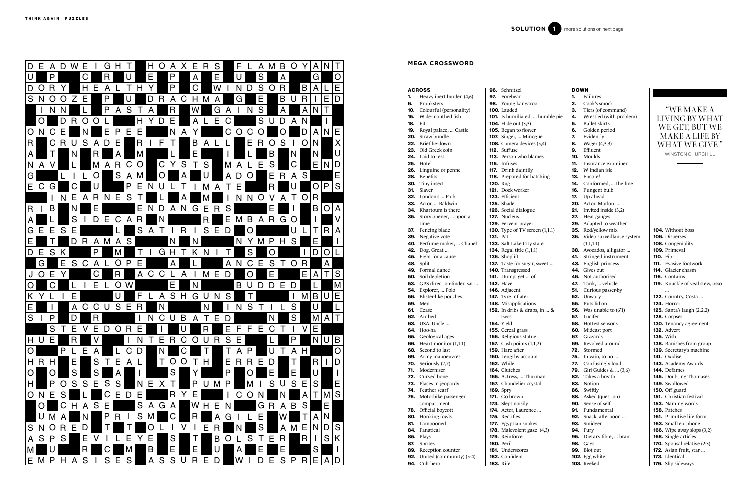**SOLUTION 1** more solutions on next page

## MEGA CROSSWORD

### ACROSS

**1.** Heavy inert burden (4,6)
**6.** Pranksters
**10.** Colourful (personality)
**15.** Wide-mouthed fish
**18.** Fit
**19.** Royal palace, ... Castle
**20.** Straw bundle
**22.** Brief lie-down
**23.** Old Greek coin
**24.** Laid to rest
**25.** Hotel
**26.** Linguine or penne
**28.** Benefits
**30.** Tiny insect
**31.** Slaver
**32.** London's ... Park
**33.** Actor, ... Baldwin
**34.** Khartoum is there
**35.** Story opener, ... upon a time
**37.** Fencing blade
**39.** Negative vote
**40.** Perfume maker, ... Chanel
**42.** Dog, Great ...
**45.** Fight for a cause
**48.** Split
**49.** Formal dance
**50.** Soil depletion
**53.** GPS direction-finder, sat ...
**54.** Explorer, ... Polo
**56.** Blister-like pouches
**59.** Men
**61.** Cease
**62.** Air bed
**63.** USA, Uncle ...
**64.** Hoo-ha
**65.** Geological ages
**66.** Heart monitor (1,1,1)
**68.** Second to last
**69.** Army manoeuvres
**70.** Seriously (2,7)
**71.** Moderniser
**72.** Curved bone
**73.** Places in jeopardy
**74.** Feather scarf
**76.** Motorbike passenger compartment
**78.** Official boycott
**80.** Honking fowls
**81.** Lampooned
**84.** Fanatical
**85.** Plays
**87.** Sprites
**89.** Reception counter
**92.** United (community) (5-4)
**94.** Cult hero
**96.** Schnitzel
**97.** Forebear
**98.** Young kangaroo
**100.** Lauded
**101.** Is humiliated, ... humble pie
**104.** Hide out (3,3)
**105.** Began to flower
**107.** Singer, ... Minogue
**108.** Camera devices (5,4)
**112.** Suffuse
**113.** Person who blames
**115.** Infuses
**117.** Drink daintily
**118.** Prepared for hatching
**120.** Rug
**121.** Dock worker
**123.** Efficient
**125.** Shade
**126.** Social dialogue
**127.** Nucleus
**129.** Fervent prayer
**130.** Type of TV screen (1,1,1)
**131.** Pat
**133.** Salt Lake City state
**134.** Regal title (1,1,1)
**136.** Shoplift
**137.** Taste for sugar, sweet ...
**140.** Transgressed
**141.** Dump, get ... of
**142.** Have
**146.** Adjacent
**147.** Tyre inflater
**148.** Misapplications
**152.** In dribs & drabs, in ... & twos
**154.** Yield
**155.** Cereal grass
**156.** Religious statue
**157.** Cash points (1,1,2)
**159.** Hare after
**160.** Lengthy account
**162.** While
**164.** Clutches
**165.** Actress, ... Thurman
**167.** Chandelier crystal
**169.** Spry
**171.** Go brown
**173.** Slept noisily
**174.** Actor, Laurence ...
**175.** Rectifies
**177.** Egyptian snakes
**178.** Malevolent gaze (4,3)
**179.** Reinforce
**180.** Peril
**181.** Underscores
**182.** Confident
**183.** Rife

### DOWN

**1.** Failures
**2.** Cook's smock
**3.** Tiers (of command)
**4.** Wrestled (with problem)
**5.** Ballet skirts
**6.** Golden period
**7.** Evidently
**8.** Wager (4,3,3)
**9.** Effluent
**10.** Moulds
**11.** Insurance examiner
**12.** W Indian isle
**13.** Encore!
**14.** Conformed, ... the line
**16.** Pungent bulb
**17.** Up ahead
**20.** Actor, Marlon ...
**21.** Invited inside (3,2)
**27.** Heat gauges
**29.** Adapted to weather
**35.** Red/yellow mix
**36.** Video surveillance system (1,1,1,1)
**38.** Avocados, alligator ...
**41.** Stringed instrument
**43.** English princess
**44.** Gives out
**46.** Not authorised
**47.** Tank, ... vehicle
**51.** Curious passer-by
**52.** Unwary
**55.** Puts lid on
**56.** Was unable to (6'1)
**57.** Lucifer
**58.** Hottest seasons
**60.** Mideast port
**67.** Gizzards
**69.** Revolved around
**72.** Stormed
**75.** In vain, to no ...
**77.** Confusingly loud
**79.** Girl Guides & ... (3,6)
**82.** Takes a breath
**83.** Notion
**86.** Swiftly
**88.** Asked (question)
**90.** Sense of self
**91.** Fundamental
**92.** Snack, afternoon ...
**93.** Smidgen
**94.** Fury
**95.** Dietary fibre, ... bran
**98.** Gags
**99.** Blot out
**102.** Egg white
**103.** Reeked
**104.** Without boss
**106.** Disperses
**108.** Congeniality
**109.** Primeval
**110.** Fib
**111.** Evasive footwork
**114.** Glacier chasm
**116.** Contains
**119.** Knuckle of veal stew, osso ...
**122.** Country, Costa ...
**124.** Horror
**125.** Santa's laugh (2,2,2)
**128.** Corpses
**130.** Tenancy agreement
**132.** Advert
**135.** Wish
**138.** Banishes from group
**139.** Secretary's machine
**141.** Oxidise
**143.** Academy Awards
**144.** Defames
**145.** Doubting Thomases
**149.** Swallowed
**150.** Off guard
**151.** Christian festival
**153.** Naming words
**158.** Patches
**161.** Primitive life form
**163.** Small earphone
**166.** Wipe away slops (3,2)
**168.** Single articles
**170.** Spousal relative (2-3)
**172.** Asian fruit, star ...
**173.** Identical
**176.** Slip sideways

> "WE MAKE A LIVING BY WHAT WE GET, BUT WE MAKE A LIFE BY WHAT WE GIVE."
>
> WINSTON CHURCHILL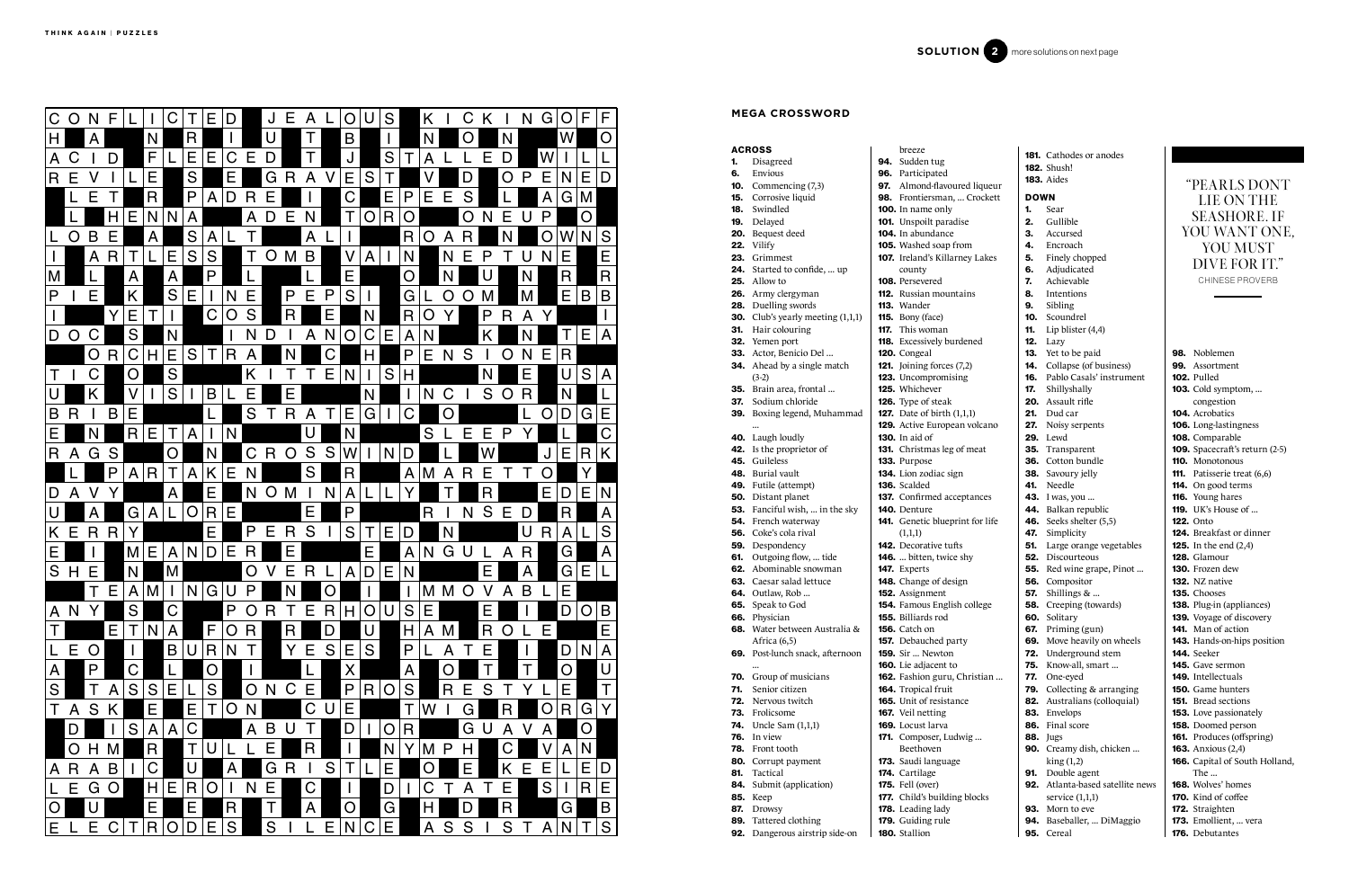## SOLUTION 2

more solutions on next page

# MEGA CROSSWORD

### ACROSS

**1.** Disagreed
**6.** Envious
**10.** Commencing (7,3)
**15.** Corrosive liquid
**18.** Swindled
**19.** Delayed
**20.** Bequest deed
**22.** Vilify
**23.** Grimmest
**24.** Started to confide, ... up
**25.** Allow to
**26.** Army clergyman
**28.** Duelling swords
**30.** Club's yearly meeting (1,1,1)
**31.** Hair colouring
**32.** Yemen port
**33.** Actor, Benicio Del ...
**34.** Ahead by a single match (3-2)
**35.** Brain area, frontal ...
**37.** Sodium chloride
**39.** Boxing legend, Muhammad ...
**40.** Laugh loudly
**42.** Is the proprietor of
**45.** Guileless
**48.** Burial vault
**49.** Futile (attempt)
**50.** Distant planet
**53.** Fanciful wish, ... in the sky
**54.** French waterway
**56.** Coke's cola rival
**59.** Despondency
**61.** Outgoing flow, ... tide
**62.** Abominable snowman
**63.** Caesar salad lettuce
**64.** Outlaw, Rob ...
**65.** Speak to God
**66.** Physician
**68.** Water between Australia & Africa (6,5)
**69.** Post-lunch snack, afternoon ...
**70.** Group of musicians
**71.** Senior citizen
**72.** Nervous twitch
**73.** Frolicsome
**74.** Uncle Sam (1,1,1)
**76.** In view
**78.** Front tooth
**80.** Corrupt payment
**81.** Tactical
**84.** Submit (application)
**85.** Keep
**87.** Drowsy
**89.** Tattered clothing
**92.** Dangerous airstrip side-on breeze
**94.** Sudden tug
**96.** Participated
**97.** Almond-flavoured liqueur
**98.** Frontiersman, ... Crockett
**100.** In name only
**101.** Unspoilt paradise
**104.** In abundance
**105.** Washed soap from
**107.** Ireland's Killarney Lakes county
**108.** Persevered
**112.** Russian mountains
**113.** Wander
**115.** Bony (face)
**117.** This woman
**118.** Excessively burdened
**120.** Congeal
**121.** Joining forces (7,2)
**123.** Uncompromising
**125.** Whichever
**126.** Type of steak
**127.** Date of birth (1,1,1)
**129.** Active European volcano
**130.** In aid of
**131.** Christmas leg of meat
**133.** Purpose
**134.** Lion zodiac sign
**136.** Scalded
**137.** Confirmed acceptances
**140.** Denture
**141.** Genetic blueprint for life (1,1,1)
**142.** Decorative tufts
**146.** ... bitten, twice shy
**147.** Experts
**148.** Change of design
**152.** Assignment
**154.** Famous English college
**155.** Billiards rod
**156.** Catch on
**157.** Debauched party
**159.** Sir ... Newton
**160.** Lie adjacent to
**162.** Fashion guru, Christian ...
**164.** Tropical fruit
**165.** Unit of resistance
**167.** Veil netting
**169.** Locust larva
**171.** Composer, Ludwig ... Beethoven
**173.** Saudi language
**174.** Cartilage
**175.** Fell (over)
**177.** Child's building blocks
**178.** Leading lady
**179.** Guiding rule
**180.** Stallion
**181.** Cathodes or anodes
**182.** Shush!
**183.** Aides

### DOWN

**1.** Sear
**2.** Gullible
**3.** Accursed
**4.** Encroach
**5.** Finely chopped
**6.** Adjudicated
**7.** Achievable
**8.** Intentions
**9.** Sibling
**10.** Scoundrel
**11.** Lip blister (4,4)
**12.** Lazy
**13.** Yet to be paid
**14.** Collapse (of business)
**16.** Pablo Casals' instrument
**17.** Shillyshally
**20.** Assault rifle
**21.** Dud car
**27.** Noisy serpents
**29.** Lewd
**35.** Transparent
**36.** Cotton bundle
**38.** Savoury jelly
**41.** Needle
**43.** I was, you ...
**44.** Balkan republic
**46.** Seeks shelter (5,5)
**47.** Simplicity
**51.** Large orange vegetables
**52.** Discourteous
**55.** Red wine grape, Pinot ...
**56.** Compositor
**57.** Shillings & ...
**58.** Creeping (towards)
**60.** Solitary
**67.** Priming (gun)
**69.** Move heavily on wheels
**72.** Underground stem
**75.** Know-all, smart ...
**77.** One-eyed
**79.** Collecting & arranging
**82.** Australians (colloquial)
**83.** Envelops
**86.** Final score
**88.** Jugs
**90.** Creamy dish, chicken ... king (1,2)
**91.** Double agent
**92.** Atlanta-based satellite news service (1,1,1)
**93.** Morn to eve
**94.** Baseballer, ... DiMaggio
**95.** Cereal
**98.** Noblemen
**99.** Assortment
**102.** Pulled
**103.** Cold symptom, ... congestion
**104.** Acrobatics
**106.** Long-lastingness
**108.** Comparable
**109.** Spacecraft's return (2-5)
**110.** Monotonous
**111.** Patisserie treat (6,6)
**114.** On good terms
**116.** Young hares
**119.** UK's House of ...
**122.** Onto
**124.** Breakfast or dinner
**125.** In the end (2,4)
**128.** Glamour
**130.** Frozen dew
**132.** NZ native
**135.** Chooses
**138.** Plug-in (appliances)
**139.** Voyage of discovery
**141.** Man of action
**143.** Hands-on-hips position
**144.** Seeker
**145.** Gave sermon
**149.** Intellectuals
**150.** Game hunters
**151.** Bread sections
**153.** Love passionately
**158.** Doomed person
**161.** Produces (offspring)
**163.** Anxious (2,4)
**166.** Capital of South Holland, The ...
**168.** Wolves' homes
**170.** Kind of coffee
**172.** Straighten
**173.** Emollient, ... vera
**176.** Debutantes

"PEARLS DONT LIE ON THE SEASHORE. IF YOU WANT ONE, YOU MUST DIVE FOR IT."

CHINESE PROVERB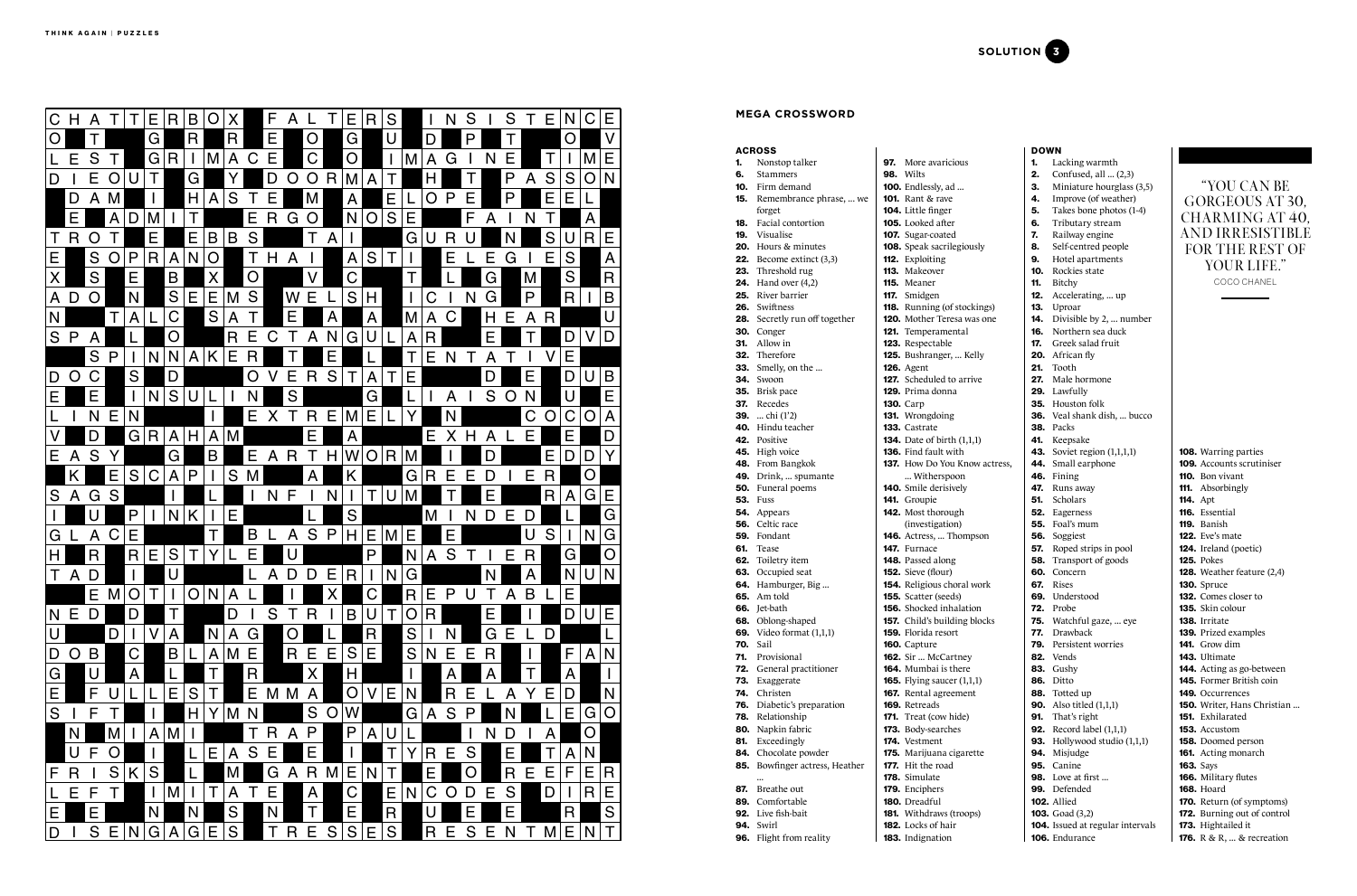# SOLUTION 3

## MEGA CROSSWORD

### ACROSS

**1.** Nonstop talker
**6.** Stammers
**10.** Firm demand
**15.** Remembrance phrase, ... we forget
**18.** Facial contortion
**19.** Visualise
**20.** Hours & minutes
**22.** Become extinct (3,3)
**23.** Threshold rug
**24.** Hand over (4,2)
**25.** River barrier
**26.** Swiftness
**28.** Secretly run off together
**30.** Conger
**31.** Allow in
**32.** Therefore
**33.** Smelly, on the ...
**34.** Swoon
**35.** Brisk pace
**37.** Recedes
**39.** ... chi (1'2)
**40.** Hindu teacher
**42.** Positive
**45.** High voice
**48.** From Bangkok
**49.** Drink, ... spumante
**50.** Funeral poems
**53.** Fuss
**54.** Appears
**56.** Celtic race
**59.** Fondant
**61.** Tease
**62.** Toiletry item
**63.** Occupied seat
**64.** Hamburger, Big ...
**65.** Am told
**66.** Jet-bath
**68.** Oblong-shaped
**69.** Video format (1,1,1)
**70.** Sail
**71.** Provisional
**72.** General practitioner
**73.** Exaggerate
**74.** Christen
**76.** Diabetic's preparation
**78.** Relationship
**80.** Napkin fabric
**81.** Exceedingly
**84.** Chocolate powder
**85.** Bowfinger actress, Heather ...
**87.** Breathe out
**89.** Comfortable
**92.** Live fish-bait
**94.** Swirl
**96.** Flight from reality
**97.** More avaricious
**98.** Wilts
**100.** Endlessly, ad ...
**101.** Rant & rave
**104.** Little finger
**105.** Looked after
**107.** Sugar-coated
**108.** Speak sacrilegiously
**112.** Exploiting
**113.** Makeover
**115.** Meaner
**117.** Smidgen
**118.** Running (of stockings)
**120.** Mother Teresa was one
**121.** Temperamental
**123.** Respectable
**125.** Bushranger, ... Kelly
**126.** Agent
**127.** Scheduled to arrive
**129.** Prima donna
**130.** Carp
**131.** Wrongdoing
**133.** Castrate
**134.** Date of birth (1,1,1)
**136.** Find fault with
**137.** How Do You Know actress, ... Witherspoon
**140.** Smile derisively
**141.** Groupie
**142.** Most thorough (investigation)
**146.** Actress, ... Thompson
**147.** Furnace
**148.** Passed along
**152.** Sieve (flour)
**154.** Religious choral work
**155.** Scatter (seeds)
**156.** Shocked inhalation
**157.** Child's building blocks
**159.** Florida resort
**160.** Capture
**162.** Sir ... McCartney
**164.** Mumbai is there
**165.** Flying saucer (1,1,1)
**167.** Rental agreement
**169.** Retreads
**171.** Treat (cow hide)
**173.** Body-searches
**174.** Vestment
**175.** Marijuana cigarette
**177.** Hit the road
**178.** Simulate
**179.** Enciphers
**180.** Dreadful
**181.** Withdraws (troops)
**182.** Locks of hair
**183.** Indignation

### DOWN

**1.** Lacking warmth
**2.** Confused, all ... (2,3)
**3.** Miniature hourglass (3,5)
**4.** Improve (of weather)
**5.** Takes bone photos (1-4)
**6.** Tributary stream
**7.** Railway engine
**8.** Self-centred people
**9.** Hotel apartments
**10.** Rockies state
**11.** Bitchy
**12.** Accelerating, ... up
**13.** Uproar
**14.** Divisible by 2, ... number
**16.** Northern sea duck
**17.** Greek salad fruit
**20.** African fly
**21.** Tooth
**27.** Male hormone
**29.** Lawfully
**35.** Houston folk
**36.** Veal shank dish, ... bucco
**38.** Packs
**41.** Keepsake
**43.** Soviet region (1,1,1)
**44.** Small earphone
**46.** Fining
**47.** Runs away
**51.** Scholars
**52.** Eagerness
**55.** Foal's mum
**56.** Soggiest
**57.** Roped strips in pool
**58.** Transport of goods
**60.** Concern
**67.** Rises
**69.** Understood
**72.** Probe
**75.** Watchful gaze, ... eye
**77.** Drawback
**79.** Persistent worries
**82.** Vends
**83.** Gushy
**86.** Ditto
**88.** Totted up
**90.** Also titled (1,1,1)
**91.** That's right
**92.** Record label (1,1,1)
**93.** Hollywood studio (1,1,1)
**94.** Misjudge
**95.** Canine
**98.** Love at first ...
**99.** Defended
**102.** Allied
**103.** Goad (3,2)
**104.** Issued at regular intervals
**106.** Endurance
**108.** Warring parties
**109.** Accounts scrutiniser
**110.** Bon vivant
**111.** Absorbingly
**114.** Apt
**116.** Essential
**119.** Banish
**122.** Eve's mate
**124.** Ireland (poetic)
**125.** Pokes
**128.** Weather feature (2,4)
**130.** Spruce
**132.** Comes closer to
**135.** Skin colour
**138.** Irritate
**139.** Prized examples
**141.** Grow dim
**143.** Ultimate
**144.** Acting as go-between
**145.** Former British coin
**149.** Occurrences
**150.** Writer, Hans Christian ...
**151.** Exhilarated
**153.** Accustom
**158.** Doomed person
**161.** Acting monarch
**163.** Says
**166.** Military flutes
**168.** Hoard
**170.** Return (of symptoms)
**172.** Burning out of control
**173.** Hightailed it
**176.** R & R, ... & recreation

"YOU CAN BE GORGEOUS AT 30, CHARMING AT 40, AND IRRESISTIBLE FOR THE REST OF YOUR LIFE."

COCO CHANEL